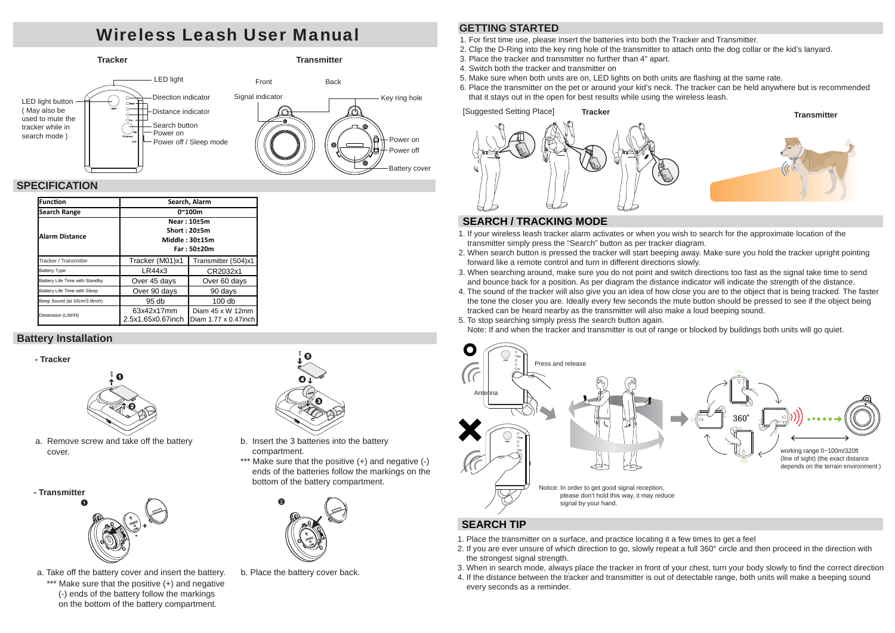# Wireless Leash User Manual

**Tracker**

LED light

LED light button ( May also be used to mute the tracker while in search mode )

Direction indicator

Distance indicator

Search button

Power on

Power off / Sleep mode

**Transmitter**

Front

Back

Signal indicator

Key ring hole

Power on

Power off

Battery cover

## SPECIFICATION

| Function | Search, Alarm | |
|---|---|---|
| Search Range | 0~100m | |
| Alarm Distance | Near : 10±5m<br>Short : 20±5m<br>Middle : 30±15m<br>Far : 50±20m | |
| Tracker / Transmitter | Tracker (M01)x1 | Transmitter (S04)x1 |
| Battery Type | LR44x3 | CR2032x1 |
| Battery Life Time with Standby | Over 45 days | Over 60 days |
| Battery Life Time with Sleep | Over 90 days | 90 days |
| Beep Sound (at 10cm/3.9inch) | 95 db | 100 db |
| Dimension (L/W/H) | 63x42x17mm<br>2.5x1.65x0.67inch | Diam 45 x W 12mm<br>Diam 1.77 x 0.47inch |

## Battery Installation

**- Tracker**

a. Remove screw and take off the battery cover.

b. Insert the 3 batteries into the battery compartment.

*** Make sure that the positive (+) and negative (-) ends of the batteries follow the markings on the bottom of the battery compartment.

**- Transmitter**

a. Take off the battery cover and insert the battery.

*** Make sure that the positive (+) and negative (-) ends of the battery follow the markings on the bottom of the battery compartment.

b. Place the battery cover back.

## GETTING STARTED

1. For first time use, please insert the batteries into both the Tracker and Transmitter.
2. Clip the D-Ring into the key ring hole of the transmitter to attach onto the dog collar or the kid's lanyard.
3. Place the tracker and transmitter no further than 4" apart.
4. Switch both the tracker and transmitter on
5. Make sure when both units are on, LED lights on both units are flashing at the same rate.
6. Place the transmitter on the pet or around your kid's neck. The tracker can be held anywhere but is recommended that it stays out in the open for best results while using the wireless leash.

[Suggested Setting Place] **Tracker** **Transmitter**

## SEARCH / TRACKING MODE

1. If your wireless leash tracker alarm activates or when you wish to search for the approximate location of the transmitter simply press the "Search" button as per tracker diagram.
2. When search button is pressed the tracker will start beeping away. Make sure you hold the tracker upright pointing forward like a remote control and turn in different directions slowly.
3. When searching around, make sure you do not point and switch directions too fast as the signal take time to send and bounce back for a position. As per diagram the distance indicator will indicate the strength of the distance.
4. The sound of the tracker will also give you an idea of how close you are to the object that is being tracked. The faster the tone the closer you are. Ideally every few seconds the mute button should be pressed to see if the object being tracked can be heard nearby as the transmitter will also make a loud beeping sound.
5. To stop searching simply press the search button again.

Note: If and when the tracker and transmitter is out of range or blocked by buildings both units will go quiet.

Press and release

Antenna

360°

working range 0~100m/320ft (line of sight) (the exact distance depends on the terrain environment )

Notice: In order to get good signal reception, please don't hold this way, it may reduce signal by your hand.

## SEARCH TIP

1. Place the transmitter on a surface, and practice locating it a few times to get a feel
2. If you are ever unsure of which direction to go, slowly repeat a full 360° circle and then proceed in the direction with the strongest signal strength.
3. When in search mode, always place the tracker in front of your chest, turn your body slowly to find the correct direction
4. If the distance between the tracker and transmitter is out of detectable range, both units will make a beeping sound every seconds as a reminder.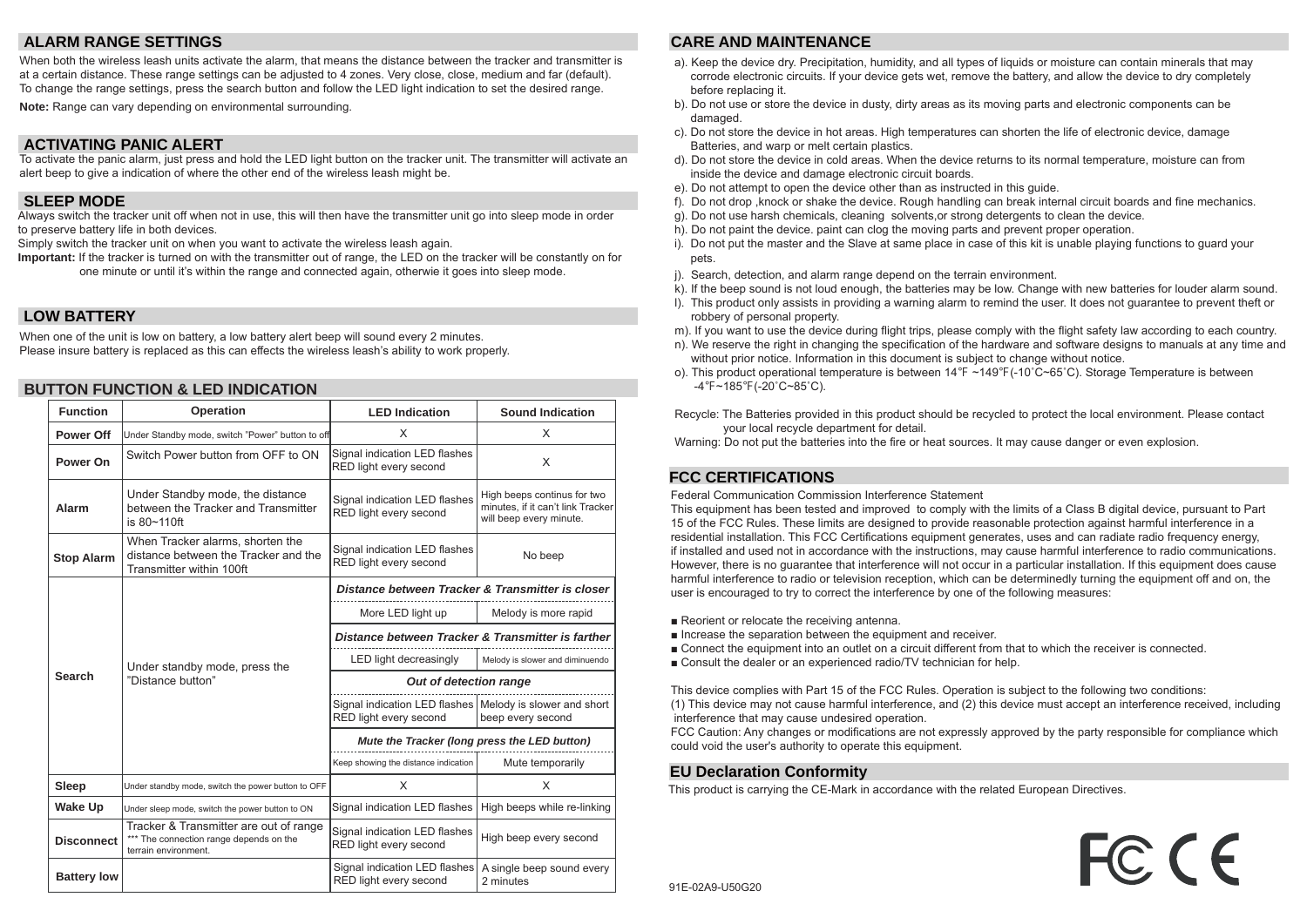## ALARM RANGE SETTINGS

When both the wireless leash units activate the alarm, that means the distance between the tracker and transmitter is at a certain distance. These range settings can be adjusted to 4 zones. Very close, close, medium and far (default). To change the range settings, press the search button and follow the LED light indication to set the desired range.

**Note:** Range can vary depending on environmental surrounding.

## ACTIVATING PANIC ALERT

To activate the panic alarm, just press and hold the LED light button on the tracker unit. The transmitter will activate an alert beep to give a indication of where the other end of the wireless leash might be.

## SLEEP MODE

Always switch the tracker unit off when not in use, this will then have the transmitter unit go into sleep mode in order to preserve battery life in both devices.

Simply switch the tracker unit on when you want to activate the wireless leash again.

**Important:** If the tracker is turned on with the transmitter out of range, the LED on the tracker will be constantly on for one minute or until it's within the range and connected again, otherwie it goes into sleep mode.

## LOW BATTERY

When one of the unit is low on battery, a low battery alert beep will sound every 2 minutes.
Please insure battery is replaced as this can effects the wireless leash's ability to work properly.

## BUTTON FUNCTION & LED INDICATION

| Function | Operation | LED Indication | Sound Indication |
|---|---|---|---|
| Power Off | Under Standby mode, switch "Power" button to off | X | X |
| Power On | Switch Power button from OFF to ON | Signal indication LED flashes RED light every second | X |
| Alarm | Under Standby mode, the distance between the Tracker and Transmitter is 80~110ft | Signal indication LED flashes RED light every second | High beeps continus for two minutes, if it can't link Tracker will beep every minute. |
| Stop Alarm | When Tracker alarms, shorten the distance between the Tracker and the Transmitter within 100ft | Signal indication LED flashes RED light every second | No beep |
| Search | Under standby mode, press the "Distance button" | ***Distance between Tracker & Transmitter is closer*** | |
| | | More LED light up | Melody is more rapid |
| | | ***Distance between Tracker & Transmitter is farther*** | |
| | | LED light decreasingly | Melody is slower and diminuendo |
| | | ***Out of detection range*** | |
| | | Signal indication LED flashes RED light every second | Melody is slower and short beep every second |
| | | ***Mute the Tracker (long press the LED button)*** | |
| | | Keep showing the distance indication | Mute temporarily |
| Sleep | Under standby mode, switch the power button to OFF | X | X |
| Wake Up | Under sleep mode, switch the power button to ON | Signal indication LED flashes | High beeps while re-linking |
| Disconnect | Tracker & Transmitter are out of range *** The connection range depends on the terrain environment. | Signal indication LED flashes RED light every second | High beep every second |
| Battery low | | Signal indication LED flashes RED light every second | A single beep sound every 2 minutes |

## CARE AND MAINTENANCE

a). Keep the device dry. Precipitation, humidity, and all types of liquids or moisture can contain minerals that may corrode electronic circuits. If your device gets wet, remove the battery, and allow the device to dry completely before replacing it.

b). Do not use or store the device in dusty, dirty areas as its moving parts and electronic components can be damaged.

c). Do not store the device in hot areas. High temperatures can shorten the life of electronic device, damage Batteries, and warp or melt certain plastics.

d). Do not store the device in cold areas. When the device returns to its normal temperature, moisture can from inside the device and damage electronic circuit boards.

e). Do not attempt to open the device other than as instructed in this guide.

f). Do not drop ,knock or shake the device. Rough handling can break internal circuit boards and fine mechanics.

g). Do not use harsh chemicals, cleaning solvents,or strong detergents to clean the device.

h). Do not paint the device. paint can clog the moving parts and prevent proper operation.

i). Do not put the master and the Slave at same place in case of this kit is unable playing functions to guard your pets.

j). Search, detection, and alarm range depend on the terrain environment.

k). If the beep sound is not loud enough, the batteries may be low. Change with new batteries for louder alarm sound.

l). This product only assists in providing a warning alarm to remind the user. It does not guarantee to prevent theft or robbery of personal property.

m). If you want to use the device during flight trips, please comply with the flight safety law according to each country.

n). We reserve the right in changing the specification of the hardware and software designs to manuals at any time and without prior notice. Information in this document is subject to change without notice.

o). This product operational temperature is between 14℉ ~149℉(-10˚C~65˚C). Storage Temperature is between -4℉~185℉(-20˚C~85˚C).

Recycle: The Batteries provided in this product should be recycled to protect the local environment. Please contact your local recycle department for detail.

Warning: Do not put the batteries into the fire or heat sources. It may cause danger or even explosion.

## FCC CERTIFICATIONS

Federal Communication Commission Interference Statement

This equipment has been tested and improved to comply with the limits of a Class B digital device, pursuant to Part 15 of the FCC Rules. These limits are designed to provide reasonable protection against harmful interference in a residential installation. This FCC Certifications equipment generates, uses and can radiate radio frequency energy, if installed and used not in accordance with the instructions, may cause harmful interference to radio communications. However, there is no guarantee that interference will not occur in a particular installation. If this device does cause harmful interference to radio or television reception, which can be determinedly turning the equipment off and on, the user is encouraged to try to correct the interference by one of the following measures:

- Reorient or relocate the receiving antenna.
- Increase the separation between the equipment and receiver.
- Connect the equipment into an outlet on a circuit different from that to which the receiver is connected.
- Consult the dealer or an experienced radio/TV technician for help.

This device complies with Part 15 of the FCC Rules. Operation is subject to the following two conditions:
(1) This device may not cause harmful interference, and (2) this device must accept an interference received, including interference that may cause undesired operation.

FCC Caution: Any changes or modifications are not expressly approved by the party responsible for compliance which could void the user's authority to operate this equipment.

## EU Declaration Conformity

This product is carrying the CE-Mark in accordance with the related European Directives.

FC CE

91E-02A9-U50G20